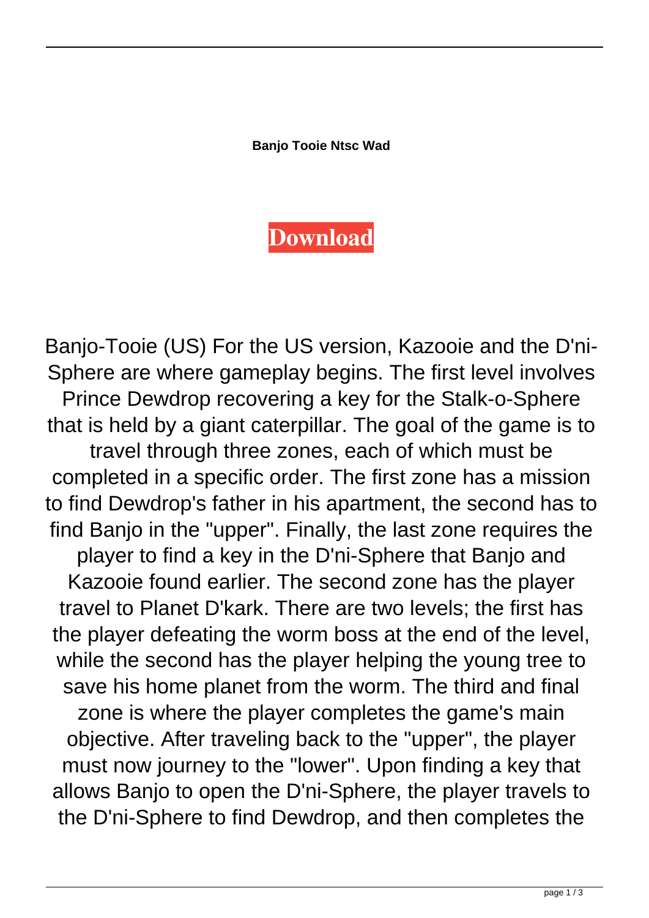**Banjo Tooie Ntsc Wad**

**Download**

Banjo-Tooie (US) For the US version, Kazooie and the D'ni-Sphere are where gameplay begins. The first level involves Prince Dewdrop recovering a key for the Stalk-o-Sphere that is held by a giant caterpillar. The goal of the game is to travel through three zones, each of which must be completed in a specific order. The first zone has a mission to find Dewdrop's father in his apartment, the second has to find Banjo in the "upper". Finally, the last zone requires the player to find a key in the D'ni-Sphere that Banjo and Kazooie found earlier. The second zone has the player travel to Planet D'kark. There are two levels; the first has the player defeating the worm boss at the end of the level, while the second has the player helping the young tree to save his home planet from the worm. The third and final zone is where the player completes the game's main objective. After traveling back to the "upper", the player must now journey to the "lower". Upon finding a key that allows Banjo to open the D'ni-Sphere, the player travels to the D'ni-Sphere to find Dewdrop, and then completes the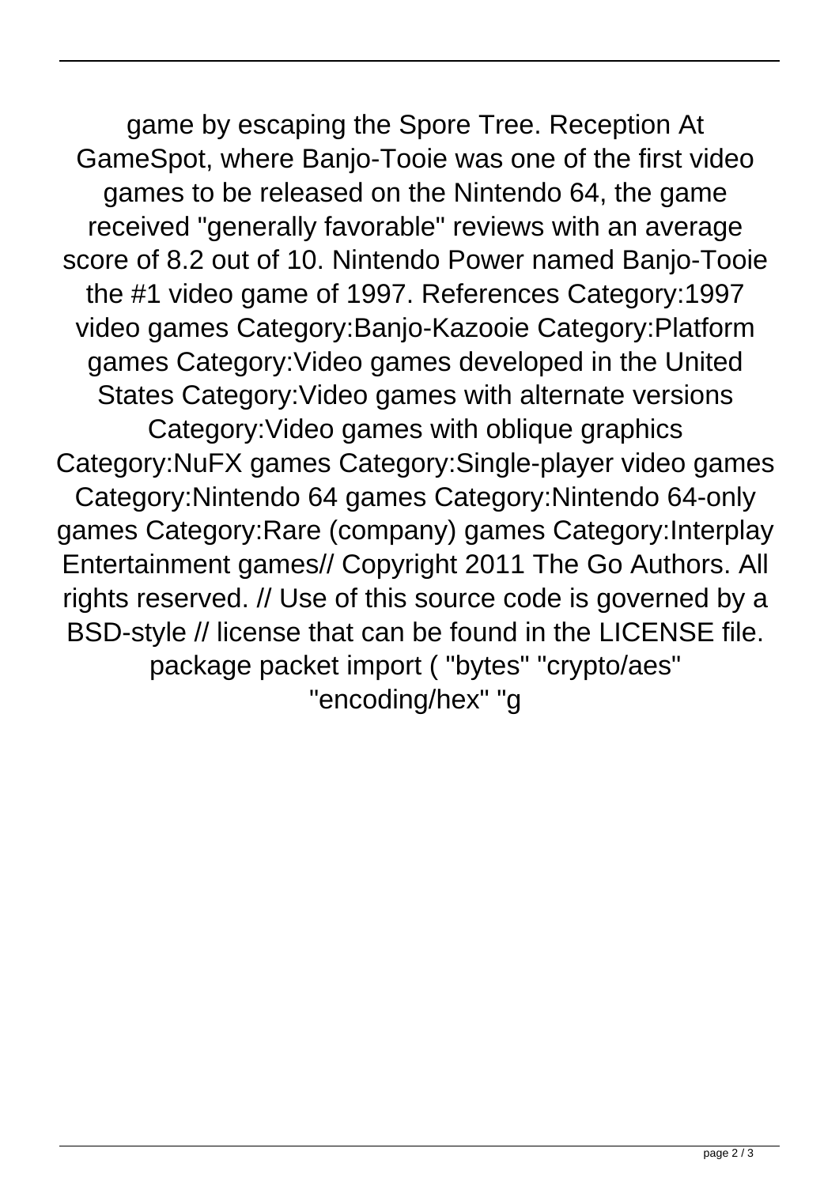game by escaping the Spore Tree. Reception At GameSpot, where Banjo-Tooie was one of the first video games to be released on the Nintendo 64, the game received "generally favorable" reviews with an average score of 8.2 out of 10. Nintendo Power named Banjo-Tooie the #1 video game of 1997. References Category:1997 video games Category:Banjo-Kazooie Category:Platform games Category:Video games developed in the United States Category:Video games with alternate versions Category:Video games with oblique graphics Category:NuFX games Category:Single-player video games Category:Nintendo 64 games Category:Nintendo 64-only games Category:Rare (company) games Category:Interplay Entertainment games// Copyright 2011 The Go Authors. All rights reserved. // Use of this source code is governed by a BSD-style // license that can be found in the LICENSE file. package packet import ( "bytes" "crypto/aes" "encoding/hex" "g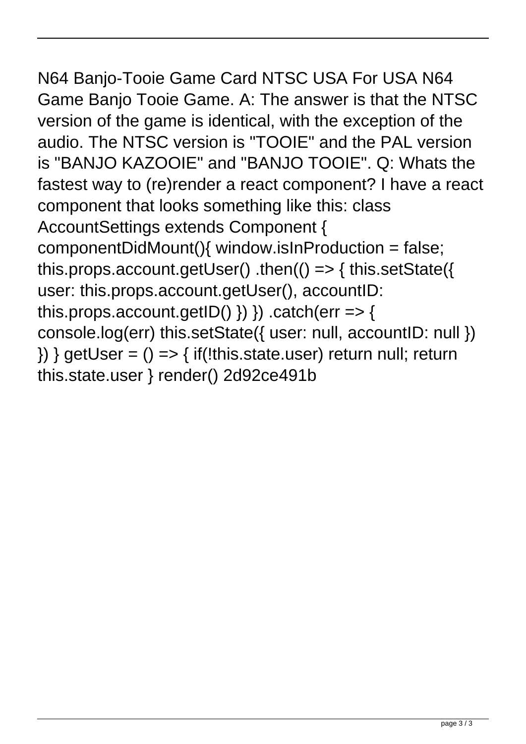N64 Banjo-Tooie Game Card NTSC USA For USA N64 Game Banjo Tooie Game. A: The answer is that the NTSC version of the game is identical, with the exception of the audio. The NTSC version is "TOOIE" and the PAL version is "BANJO KAZOOIE" and "BANJO TOOIE". Q: Whats the fastest way to (re)render a react component? I have a react component that looks something like this: class AccountSettings extends Component { componentDidMount(){ window.isInProduction = false; this.props.account.getUser() .then(() => { this.setState({ user: this.props.account.getUser(), accountID: this.props.account.getID() }) }) .catch(err => { console.log(err) this.setState({ user: null, accountID: null }) }) } getUser = () => { if(!this.state.user) return null; return this.state.user } render() 2d92ce491b